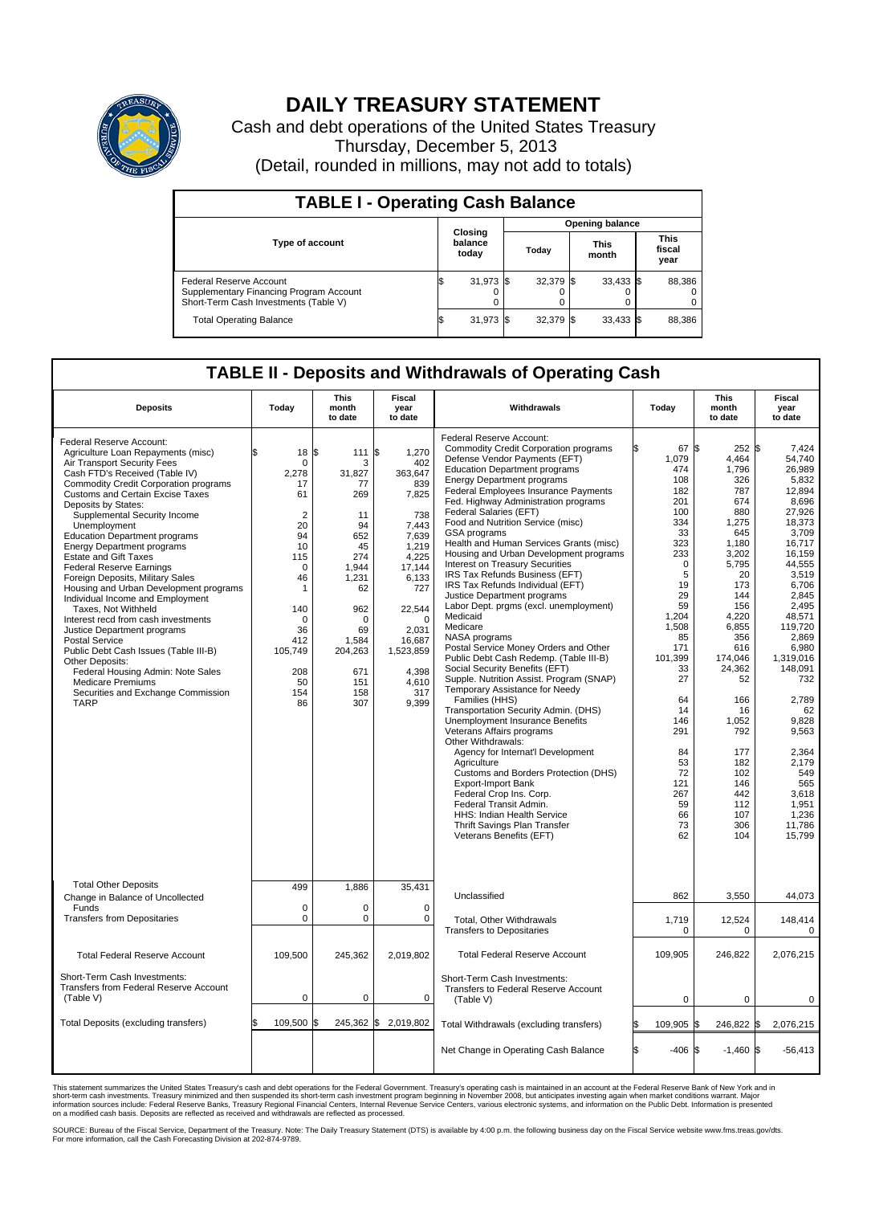# DAILY TREASURY STATEMENT

Cash and debt operations of the United States Treasury
Thursday, December 5, 2013
(Detail, rounded in millions, may not add to totals)

## TABLE I - Operating Cash Balance

| Type of account | Closing balance today | Opening balance Today | Opening balance This month | Opening balance This fiscal year |
|---|---|---|---|---|
| Federal Reserve Account | $ 31,973 | $ 32,379 | $ 33,433 | $ 88,386 |
| Supplementary Financing Program Account | 0 | 0 | 0 | 0 |
| Short-Term Cash Investments (Table V) | 0 | 0 | 0 | 0 |
| Total Operating Balance | $ 31,973 | $ 32,379 | $ 33,433 | $ 88,386 |

## TABLE II - Deposits and Withdrawals of Operating Cash

| Deposits | Today | This month to date | Fiscal year to date |
|---|---|---|---|
| Federal Reserve Account: | | | |
| Agriculture Loan Repayments (misc) | $ 18 | $ 111 | $ 1,270 |
| Air Transport Security Fees | 0 | 3 | 402 |
| Cash FTD's Received (Table IV) | 2,278 | 31,827 | 363,647 |
| Commodity Credit Corporation programs | 17 | 77 | 839 |
| Customs and Certain Excise Taxes | 61 | 269 | 7,825 |
| Deposits by States: | | | |
| Supplemental Security Income | 2 | 11 | 738 |
| Unemployment | 20 | 94 | 7,443 |
| Education Department programs | 94 | 652 | 7,639 |
| Energy Department programs | 10 | 45 | 1,219 |
| Estate and Gift Taxes | 115 | 274 | 4,225 |
| Federal Reserve Earnings | 0 | 1,944 | 17,144 |
| Foreign Deposits, Military Sales | 46 | 1,231 | 6,133 |
| Housing and Urban Development programs | 1 | 62 | 727 |
| Individual Income and Employment Taxes, Not Withheld | 140 | 962 | 22,544 |
| Interest recd from cash investments | 0 | 0 | 0 |
| Justice Department programs | 36 | 69 | 2,031 |
| Postal Service | 412 | 1,584 | 16,687 |
| Public Debt Cash Issues (Table III-B) | 105,749 | 204,263 | 1,523,859 |
| Other Deposits: | | | |
| Federal Housing Admin: Note Sales | 208 | 671 | 4,398 |
| Medicare Premiums | 50 | 151 | 4,610 |
| Securities and Exchange Commission | 154 | 158 | 317 |
| TARP | 86 | 307 | 9,399 |
| Total Other Deposits | 499 | 1,886 | 35,431 |
| Change in Balance of Uncollected Funds | 0 | 0 | 0 |
| Transfers from Depositaries | 0 | 0 | 0 |
| Total Federal Reserve Account | 109,500 | 245,362 | 2,019,802 |
| Short-Term Cash Investments: Transfers from Federal Reserve Account (Table V) | 0 | 0 | 0 |
| Total Deposits (excluding transfers) | $ 109,500 | $ 245,362 | $ 2,019,802 |

| Withdrawals | Today | This month to date | Fiscal year to date |
|---|---|---|---|
| Federal Reserve Account: | | | |
| Commodity Credit Corporation programs | $ 67 | $ 252 | $ 7,424 |
| Defense Vendor Payments (EFT) | 1,079 | 4,464 | 54,740 |
| Education Department programs | 474 | 1,796 | 26,989 |
| Energy Department programs | 108 | 326 | 5,832 |
| Federal Employees Insurance Payments | 182 | 787 | 12,894 |
| Fed. Highway Administration programs | 201 | 674 | 8,696 |
| Federal Salaries (EFT) | 100 | 880 | 27,926 |
| Food and Nutrition Service (misc) | 334 | 1,275 | 18,373 |
| GSA programs | 33 | 645 | 3,709 |
| Health and Human Services Grants (misc) | 323 | 1,180 | 16,717 |
| Housing and Urban Development programs | 233 | 3,202 | 16,159 |
| Interest on Treasury Securities | 0 | 5,795 | 44,555 |
| IRS Tax Refunds Business (EFT) | 5 | 20 | 3,519 |
| IRS Tax Refunds Individual (EFT) | 19 | 173 | 6,706 |
| Justice Department programs | 29 | 144 | 2,845 |
| Labor Dept. prgms (excl. unemployment) | 59 | 156 | 2,495 |
| Medicaid | 1,204 | 4,220 | 48,571 |
| Medicare | 1,508 | 6,855 | 119,720 |
| NASA programs | 85 | 356 | 2,869 |
| Postal Service Money Orders and Other | 171 | 616 | 6,980 |
| Public Debt Cash Redemp. (Table III-B) | 101,399 | 174,046 | 1,319,016 |
| Social Security Benefits (EFT) | 33 | 24,362 | 148,091 |
| Supple. Nutrition Assist. Program (SNAP) | 27 | 52 | 732 |
| Temporary Assistance for Needy Families (HHS) | 64 | 166 | 2,789 |
| Transportation Security Admin. (DHS) | 14 | 16 | 62 |
| Unemployment Insurance Benefits | 146 | 1,052 | 9,828 |
| Veterans Affairs programs | 291 | 792 | 9,563 |
| Other Withdrawals: | | | |
| Agency for Internat'l Development | 84 | 177 | 2,364 |
| Agriculture | 53 | 182 | 2,179 |
| Customs and Borders Protection (DHS) | 72 | 102 | 549 |
| Export-Import Bank | 121 | 146 | 565 |
| Federal Crop Ins. Corp. | 267 | 442 | 3,618 |
| Federal Transit Admin. | 59 | 112 | 1,951 |
| HHS: Indian Health Service | 66 | 107 | 1,236 |
| Thrift Savings Plan Transfer | 73 | 306 | 11,786 |
| Veterans Benefits (EFT) | 62 | 104 | 15,799 |
| Unclassified | 862 | 3,550 | 44,073 |
| Total, Other Withdrawals | 1,719 | 12,524 | 148,414 |
| Transfers to Depositaries | 0 | 0 | 0 |
| Total Federal Reserve Account | 109,905 | 246,822 | 2,076,215 |
| Short-Term Cash Investments: Transfers to Federal Reserve Account (Table V) | 0 | 0 | 0 |
| Total Withdrawals (excluding transfers) | $ 109,905 | $ 246,822 | $ 2,076,215 |
| Net Change in Operating Cash Balance | $ -406 | $ -1,460 | $ -56,413 |

This statement summarizes the United States Treasury's cash and debt operations for the Federal Government. Treasury's operating cash is maintained in an account at the Federal Reserve Bank of New York and in short-term cash investments. Treasury minimized and then suspended its short-term cash investment program beginning in November 2008, but anticipates investing again when market conditions warrant. Major information sources include: Federal Reserve Banks, Treasury Regional Financial Centers, Internal Revenue Service Centers, various electronic systems, and information on the Public Debt. Information is presented on a modified cash basis. Deposits are reflected as received and withdrawals are reflected as processed.

SOURCE: Bureau of the Fiscal Service, Department of the Treasury. Note: The Daily Treasury Statement (DTS) is available by 4:00 p.m. the following business day on the Fiscal Service website www.fms.treas.gov/dts. For more information, call the Cash Forecasting Division at 202-874-9789.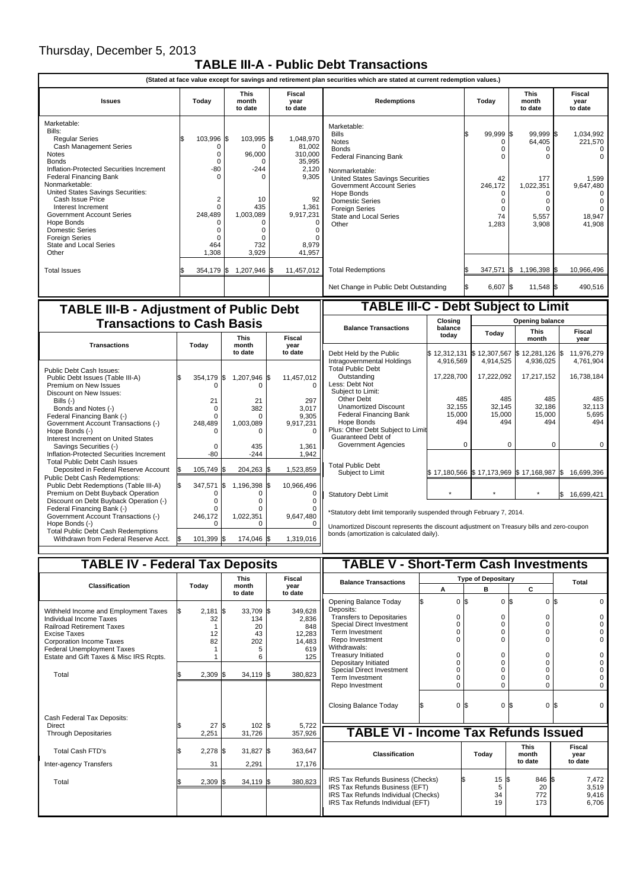Thursday, December 5, 2013

# TABLE III-A - Public Debt Transactions

(Stated at face value except for savings and retirement plan securities which are stated at current redemption values.)

| Issues | Today | This month to date | Fiscal year to date |
|---|---|---|---|
| Marketable: | | | |
| Bills: | | | |
| Regular Series | $ 103,996 | $ 103,995 | $ 1,048,970 |
| Cash Management Series | 0 | 0 | 81,002 |
| Notes | 0 | 96,000 | 310,000 |
| Bonds | 0 | 0 | 35,995 |
| Inflation-Protected Securities Increment | -80 | -244 | 2,120 |
| Federal Financing Bank | 0 | 0 | 9,305 |
| Nonmarketable: | | | |
| United States Savings Securities: | | | |
| Cash Issue Price | 2 | 10 | 92 |
| Interest Increment | 0 | 435 | 1,361 |
| Government Account Series | 248,489 | 1,003,089 | 9,917,231 |
| Hope Bonds | 0 | 0 | 0 |
| Domestic Series | 0 | 0 | 0 |
| Foreign Series | 0 | 0 | 0 |
| State and Local Series | 464 | 732 | 8,979 |
| Other | 1,308 | 3,929 | 41,957 |
| Total Issues | $ 354,179 | $ 1,207,946 | $ 11,457,012 |

| Redemptions | Today | This month to date | Fiscal year to date |
|---|---|---|---|
| Marketable: | | | |
| Bills | $ 99,999 | $ 99,999 | $ 1,034,992 |
| Notes | 0 | 64,405 | 221,570 |
| Bonds | 0 | 0 | 0 |
| Federal Financing Bank | 0 | 0 | 0 |
| Nonmarketable: | | | |
| United States Savings Securities | 42 | 177 | 1,599 |
| Government Account Series | 246,172 | 1,022,351 | 9,647,480 |
| Hope Bonds | 0 | 0 | 0 |
| Domestic Series | 0 | 0 | 0 |
| Foreign Series | 0 | 0 | 0 |
| State and Local Series | 74 | 5,557 | 18,947 |
| Other | 1,283 | 3,908 | 41,908 |
| Total Redemptions | $ 347,571 | $ 1,196,398 | $ 10,966,496 |
| Net Change in Public Debt Outstanding | $ 6,607 | $ 11,548 | $ 490,516 |

# TABLE III-B - Adjustment of Public Debt Transactions to Cash Basis

| Transactions | Today | This month to date | Fiscal year to date |
|---|---|---|---|
| Public Debt Cash Issues: | | | |
| Public Debt Issues (Table III-A) | $ 354,179 | $ 1,207,946 | $ 11,457,012 |
| Premium on New Issues | 0 | 0 | 0 |
| Discount on New Issues: | | | |
| Bills (-) | 21 | 21 | 297 |
| Bonds and Notes (-) | 0 | 382 | 3,017 |
| Federal Financing Bank (-) | 0 | 0 | 9,305 |
| Government Account Transactions (-) | 248,489 | 1,003,089 | 9,917,231 |
| Hope Bonds (-) | 0 | 0 | 0 |
| Interest Increment on United States Savings Securities (-) | 0 | 435 | 1,361 |
| Inflation-Protected Securities Increment | -80 | -244 | 1,942 |
| Total Public Debt Cash Issues Deposited in Federal Reserve Account | $ 105,749 | $ 204,263 | $ 1,523,859 |
| Public Debt Cash Redemptions: | | | |
| Public Debt Redemptions (Table III-A) | $ 347,571 | $ 1,196,398 | $ 10,966,496 |
| Premium on Debt Buyback Operation | 0 | 0 | 0 |
| Discount on Debt Buyback Operation (-) | 0 | 0 | 0 |
| Federal Financing Bank (-) | 0 | 0 | 0 |
| Government Account Transactions (-) | 246,172 | 1,022,351 | 9,647,480 |
| Hope Bonds (-) | 0 | 0 | 0 |
| Total Public Debt Cash Redemptions Withdrawn from Federal Reserve Acct. | $ 101,399 | $ 174,046 | $ 1,319,016 |

# TABLE III-C - Debt Subject to Limit

| Balance Transactions | Closing balance today | Opening balance Today | Opening balance This month | Opening balance Fiscal year |
|---|---|---|---|---|
| Debt Held by the Public | $ 12,312,131 | $ 12,307,567 | $ 12,281,126 | $ 11,976,279 |
| Intragovernmental Holdings | 4,916,569 | 4,914,525 | 4,936,025 | 4,761,904 |
| Total Public Debt Outstanding | 17,228,700 | 17,222,092 | 17,217,152 | 16,738,184 |
| Less: Debt Not Subject to Limit: | | | | |
| Other Debt | 485 | 485 | 485 | 485 |
| Unamortized Discount | 32,155 | 32,145 | 32,186 | 32,113 |
| Federal Financing Bank | 15,000 | 15,000 | 15,000 | 5,695 |
| Hope Bonds | 494 | 494 | 494 | 494 |
| Plus: Other Debt Subject to Limit | | | | |
| Guaranteed Debt of Government Agencies | 0 | 0 | 0 | 0 |
| Total Public Debt Subject to Limit | $ 17,180,566 | $ 17,173,969 | $ 17,168,987 | $ 16,699,396 |
| Statutory Debt Limit | * | * | * | $ 16,699,421 |

*Statutory debt limit temporarily suspended through February 7, 2014.

Unamortized Discount represents the discount adjustment on Treasury bills and zero-coupon bonds (amortization is calculated daily).

# TABLE IV - Federal Tax Deposits

| Classification | Today | This month to date | Fiscal year to date |
|---|---|---|---|
| Withheld Income and Employment Taxes | $ 2,181 | $ 33,709 | $ 349,628 |
| Individual Income Taxes | 32 | 134 | 2,836 |
| Railroad Retirement Taxes | 1 | 20 | 848 |
| Excise Taxes | 12 | 43 | 12,283 |
| Corporation Income Taxes | 82 | 202 | 14,483 |
| Federal Unemployment Taxes | 1 | 5 | 619 |
| Estate and Gift Taxes & Misc IRS Rcpts. | 1 | 6 | 125 |
| Total | $ 2,309 | $ 34,119 | $ 380,823 |
| Cash Federal Tax Deposits: | | | |
| Direct | $ 27 | $ 102 | $ 5,722 |
| Through Depositaries | 2,251 | 31,726 | 357,926 |
| Total Cash FTD's | $ 2,278 | $ 31,827 | $ 363,647 |
| Inter-agency Transfers | 31 | 2,291 | 17,176 |
| Total | $ 2,309 | $ 34,119 | $ 380,823 |

# TABLE V - Short-Term Cash Investments

| Balance Transactions | Type of Depositary A | Type of Depositary B | Type of Depositary C | Total |
|---|---|---|---|---|
| Opening Balance Today | $ 0 | $ 0 | $ 0 | $ 0 |
| Deposits: | | | | |
| Transfers to Depositaries | 0 | 0 | 0 | 0 |
| Special Direct Investment | 0 | 0 | 0 | 0 |
| Term Investment | 0 | 0 | 0 | 0 |
| Repo Investment | 0 | 0 | 0 | 0 |
| Withdrawals: | | | | |
| Treasury Initiated | 0 | 0 | 0 | 0 |
| Depositary Initiated | 0 | 0 | 0 | 0 |
| Special Direct Investment | 0 | 0 | 0 | 0 |
| Term Investment | 0 | 0 | 0 | 0 |
| Repo Investment | 0 | 0 | 0 | 0 |
| Closing Balance Today | $ 0 | $ 0 | $ 0 | $ 0 |

# TABLE VI - Income Tax Refunds Issued

| Classification | Today | This month to date | Fiscal year to date |
|---|---|---|---|
| IRS Tax Refunds Business (Checks) | $ 15 | $ 846 | $ 7,472 |
| IRS Tax Refunds Business (EFT) | 5 | 20 | 3,519 |
| IRS Tax Refunds Individual (Checks) | 34 | 772 | 9,416 |
| IRS Tax Refunds Individual (EFT) | 19 | 173 | 6,706 |